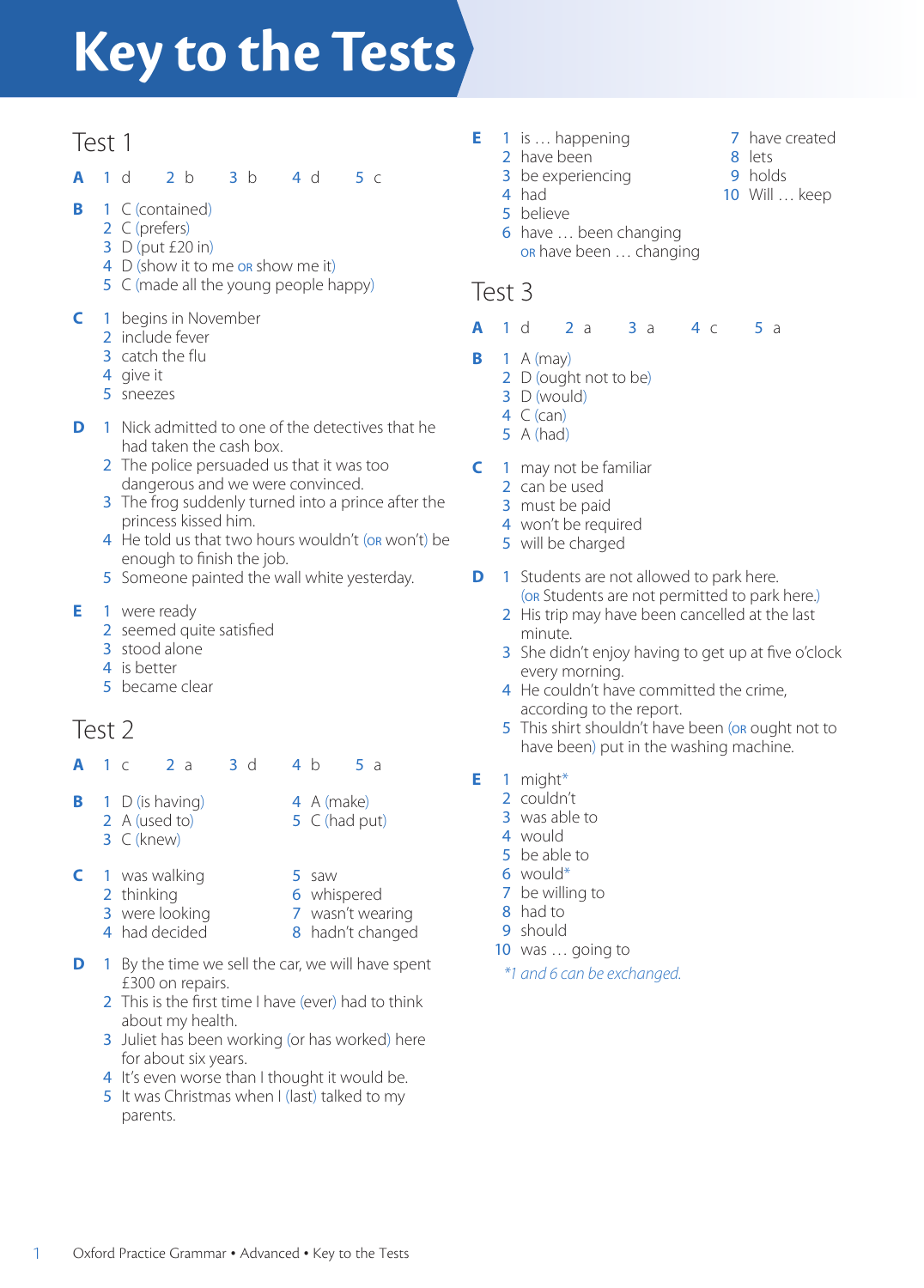# Key to the Tests

## Test 1

**A** 1 d  2 b  3 b  4 d  5 c

**B**
1. C (contained)
2. C (prefers)
3. D (put £20 in)
4. D (show it to me OR show me it)
5. C (made all the young people happy)

**C**
1. begins in November
2. include fever
3. catch the flu
4. give it
5. sneezes

**D**
1. Nick admitted to one of the detectives that he had taken the cash box.
2. The police persuaded us that it was too dangerous and we were convinced.
3. The frog suddenly turned into a prince after the princess kissed him.
4. He told us that two hours wouldn't (OR won't) be enough to finish the job.
5. Someone painted the wall white yesterday.

**E**
1. were ready
2. seemed quite satisfied
3. stood alone
4. is better
5. became clear

## Test 2

**A** 1 c  2 a  3 d  4 b  5 a

**B**
1. D (is having)
2. A (used to)
3. C (knew)
4. A (make)
5. C (had put)

**C**
1. was walking
2. thinking
3. were looking
4. had decided
5. saw
6. whispered
7. wasn't wearing
8. hadn't changed

**D**
1. By the time we sell the car, we will have spent £300 on repairs.
2. This is the first time I have (ever) had to think about my health.
3. Juliet has been working (or has worked) here for about six years.
4. It's even worse than I thought it would be.
5. It was Christmas when I (last) talked to my parents.

**E**
1. is … happening
2. have been
3. be experiencing
4. had
5. believe
6. have … been changing OR have been … changing
7. have created
8. lets
9. holds
10. Will … keep

## Test 3

**A** 1 d  2 a  3 a  4 c  5 a

**B**
1. A (may)
2. D (ought not to be)
3. D (would)
4. C (can)
5. A (had)

**C**
1. may not be familiar
2. can be used
3. must be paid
4. won't be required
5. will be charged

**D**
1. Students are not allowed to park here. (OR Students are not permitted to park here.)
2. His trip may have been cancelled at the last minute.
3. She didn't enjoy having to get up at five o'clock every morning.
4. He couldn't have committed the crime, according to the report.
5. This shirt shouldn't have been (OR ought not to have been) put in the washing machine.

**E**
1. might*
2. couldn't
3. was able to
4. would
5. be able to
6. would*
7. be willing to
8. had to
9. should
10. was … going to

*\*1 and 6 can be exchanged.*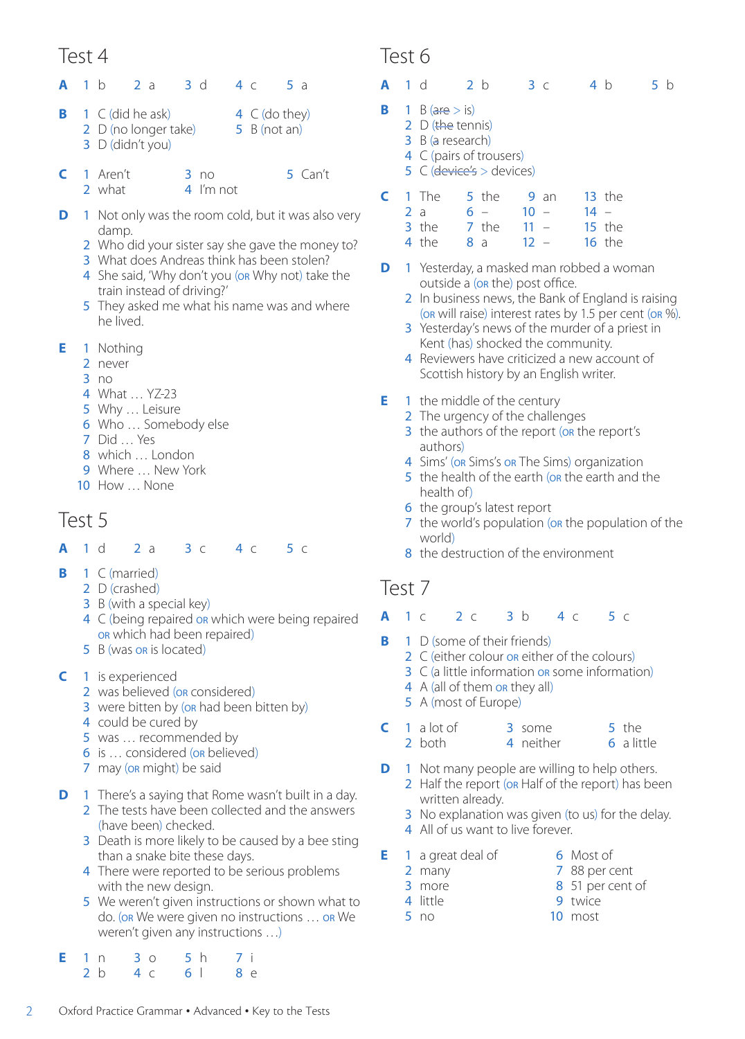# Test 4

**A** 1 b 2 a 3 d 4 c 5 a

**B**
1 C (did he ask)
2 D (no longer take)
3 D (didn't you)
4 C (do they)
5 B (not an)

**C**
1 Aren't
2 what
3 no
4 I'm not
5 Can't

**D**
1 Not only was the room cold, but it was also very damp.
2 Who did your sister say she gave the money to?
3 What does Andreas think has been stolen?
4 She said, 'Why don't you (OR Why not) take the train instead of driving?'
5 They asked me what his name was and where he lived.

**E**
1 Nothing
2 never
3 no
4 What … YZ-23
5 Why … Leisure
6 Who … Somebody else
7 Did … Yes
8 which … London
9 Where … New York
10 How … None

# Test 5

**A** 1 d 2 a 3 c 4 c 5 c

**B**
1 C (married)
2 D (crashed)
3 B (with a special key)
4 C (being repaired OR which were being repaired OR which had been repaired)
5 B (was OR is located)

**C**
1 is experienced
2 was believed (OR considered)
3 were bitten by (OR had been bitten by)
4 could be cured by
5 was … recommended by
6 is … considered (OR believed)
7 may (OR might) be said

**D**
1 There's a saying that Rome wasn't built in a day.
2 The tests have been collected and the answers (have been) checked.
3 Death is more likely to be caused by a bee sting than a snake bite these days.
4 There were reported to be serious problems with the new design.
5 We weren't given instructions or shown what to do. (OR We were given no instructions … OR We weren't given any instructions …)

**E**
1 n
2 b
3 o
4 c
5 h
6 l
7 i
8 e

# Test 6

**A** 1 d 2 b 3 c 4 b 5 b

**B**
1 B (~~are~~ > is)
2 D (~~the~~ tennis)
3 B (~~a~~ research)
4 C (pairs of trousers)
5 C (~~device's~~ > devices)

**C**
1 The
2 a
3 the
4 the
5 the
6 –
7 the
8 a
9 an
10 –
11 –
12 –
13 the
14 –
15 the
16 the

**D**
1 Yesterday, a masked man robbed a woman outside a (OR the) post office.
2 In business news, the Bank of England is raising (OR will raise) interest rates by 1.5 per cent (OR %).
3 Yesterday's news of the murder of a priest in Kent (has) shocked the community.
4 Reviewers have criticized a new account of Scottish history by an English writer.

**E**
1 the middle of the century
2 The urgency of the challenges
3 the authors of the report (OR the report's authors)
4 Sims' (OR Sims's OR The Sims) organization
5 the health of the earth (OR the earth and the health of)
6 the group's latest report
7 the world's population (OR the population of the world)
8 the destruction of the environment

# Test 7

**A** 1 c 2 c 3 b 4 c 5 c

**B**
1 D (some of their friends)
2 C (either colour OR either of the colours)
3 C (a little information OR some information)
4 A (all of them OR they all)
5 A (most of Europe)

**C**
1 a lot of
2 both
3 some
4 neither
5 the
6 a little

**D**
1 Not many people are willing to help others.
2 Half the report (OR Half of the report) has been written already.
3 No explanation was given (to us) for the delay.
4 All of us want to live forever.

**E**
1 a great deal of
2 many
3 more
4 little
5 no
6 Most of
7 88 per cent
8 51 per cent of
9 twice
10 most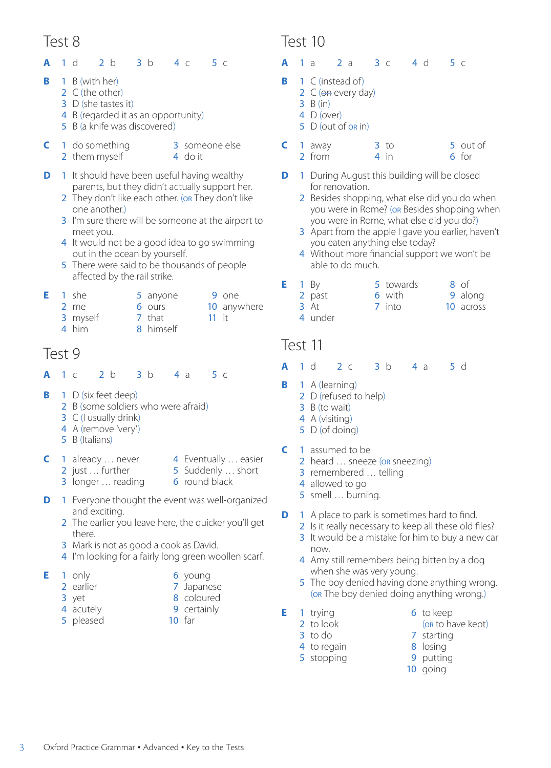## Test 8

**A** 1 d 2 b 3 b 4 c 5 c

**B**
1. B (with her)
2. C (the other)
3. D (she tastes it)
4. B (regarded it as an opportunity)
5. B (a knife was discovered)

**C**
1. do something
2. them myself
3. someone else
4. do it

**D**
1. It should have been useful having wealthy parents, but they didn't actually support her.
2. They don't like each other. (OR They don't like one another.)
3. I'm sure there will be someone at the airport to meet you.
4. It would not be a good idea to go swimming out in the ocean by yourself.
5. There were said to be thousands of people affected by the rail strike.

**E**
1. she
2. me
3. myself
4. him
5. anyone
6. ours
7. that
8. himself
9. one
10. anywhere
11. it

## Test 9

**A** 1 c 2 b 3 b 4 a 5 c

**B**
1. D (six feet deep)
2. B (some soldiers who were afraid)
3. C (I usually drink)
4. A (remove 'very')
5. B (Italians)

**C**
1. already … never
2. just … further
3. longer … reading
4. Eventually … easier
5. Suddenly … short
6. round black

**D**
1. Everyone thought the event was well-organized and exciting.
2. The earlier you leave here, the quicker you'll get there.
3. Mark is not as good a cook as David.
4. I'm looking for a fairly long green woollen scarf.

**E**
1. only
2. earlier
3. yet
4. acutely
5. pleased
6. young
7. Japanese
8. coloured
9. certainly
10. far

## Test 10

**A** 1 a 2 a 3 c 4 d 5 c

**B**
1. C (instead of)
2. C (~~on~~ every day)
3. B (in)
4. D (over)
5. D (out of OR in)

**C**
1. away
2. from
3. to
4. in
5. out of
6. for

**D**
1. During August this building will be closed for renovation.
2. Besides shopping, what else did you do when you were in Rome? (OR Besides shopping when you were in Rome, what else did you do?)
3. Apart from the apple I gave you earlier, haven't you eaten anything else today?
4. Without more financial support we won't be able to do much.

**E**
1. By
2. past
3. At
4. under
5. towards
6. with
7. into
8. of
9. along
10. across

## Test 11

**A** 1 d 2 c 3 b 4 a 5 d

**B**
1. A (learning)
2. D (refused to help)
3. B (to wait)
4. A (visiting)
5. D (of doing)

**C**
1. assumed to be
2. heard … sneeze (OR sneezing)
3. remembered … telling
4. allowed to go
5. smell … burning.

**D**
1. A place to park is sometimes hard to find.
2. Is it really necessary to keep all these old files?
3. It would be a mistake for him to buy a new car now.
4. Amy still remembers being bitten by a dog when she was very young.
5. The boy denied having done anything wrong. (OR The boy denied doing anything wrong.)

**E**
1. trying
2. to look
3. to do
4. to regain
5. stopping
6. to keep (OR to have kept)
7. starting
8. losing
9. putting
10. going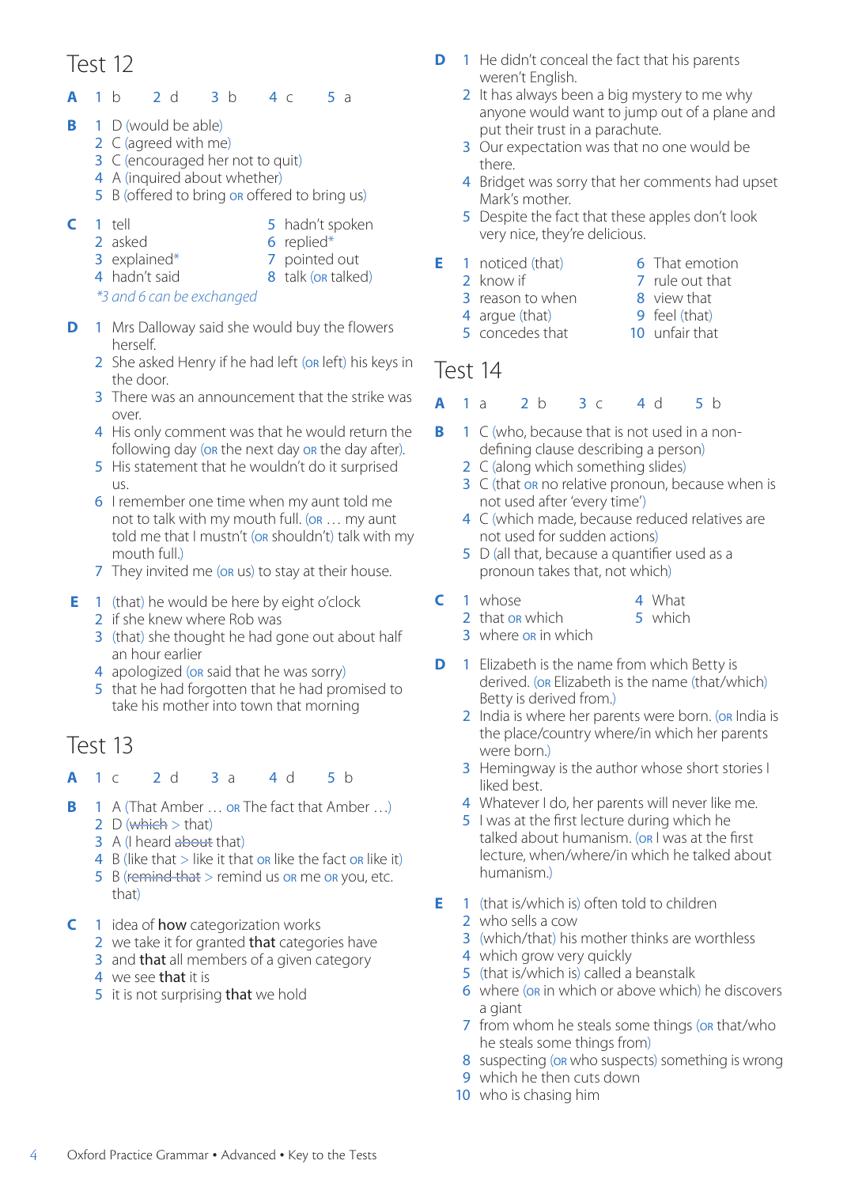## Test 12

**A** 1 b 2 d 3 b 4 c 5 a

**B**
1 D (would be able)
2 C (agreed with me)
3 C (encouraged her not to quit)
4 A (inquired about whether)
5 B (offered to bring OR offered to bring us)

**C**
1 tell
2 asked
3 explained*
4 hadn't said
5 hadn't spoken
6 replied*
7 pointed out
8 talk (OR talked)

*3 and 6 can be exchanged*

**D**
1 Mrs Dalloway said she would buy the flowers herself.
2 She asked Henry if he had left (OR left) his keys in the door.
3 There was an announcement that the strike was over.
4 His only comment was that he would return the following day (OR the next day OR the day after).
5 His statement that he wouldn't do it surprised us.
6 I remember one time when my aunt told me not to talk with my mouth full. (OR … my aunt told me that I mustn't (OR shouldn't) talk with my mouth full.)
7 They invited me (OR us) to stay at their house.

**E**
1 (that) he would be here by eight o'clock
2 if she knew where Rob was
3 (that) she thought he had gone out about half an hour earlier
4 apologized (OR said that he was sorry)
5 that he had forgotten that he had promised to take his mother into town that morning

## Test 13

**A** 1 c 2 d 3 a 4 d 5 b

**B**
1 A (That Amber … OR The fact that Amber …)
2 D (~~which~~ > that)
3 A (I heard ~~about~~ that)
4 B (like that > like it that OR like the fact OR like it)
5 B (~~remind that~~ > remind us OR me OR you, etc. that)

**C**
1 idea of **how** categorization works
2 we take it for granted **that** categories have
3 and **that** all members of a given category
4 we see **that** it is
5 it is not surprising **that** we hold

**D**
1 He didn't conceal the fact that his parents weren't English.
2 It has always been a big mystery to me why anyone would want to jump out of a plane and put their trust in a parachute.
3 Our expectation was that no one would be there.
4 Bridget was sorry that her comments had upset Mark's mother.
5 Despite the fact that these apples don't look very nice, they're delicious.

**E**
1 noticed (that)
2 know if
3 reason to when
4 argue (that)
5 concedes that
6 That emotion
7 rule out that
8 view that
9 feel (that)
10 unfair that

## Test 14

**A** 1 a 2 b 3 c 4 d 5 b

**B**
1 C (who, because that is not used in a non-defining clause describing a person)
2 C (along which something slides)
3 C (that OR no relative pronoun, because when is not used after 'every time')
4 C (which made, because reduced relatives are not used for sudden actions)
5 D (all that, because a quantifier used as a pronoun takes that, not which)

**C**
1 whose
2 that OR which
3 where OR in which
4 What
5 which

**D**
1 Elizabeth is the name from which Betty is derived. (OR Elizabeth is the name (that/which) Betty is derived from.)
2 India is where her parents were born. (OR India is the place/country where/in which her parents were born.)
3 Hemingway is the author whose short stories I liked best.
4 Whatever I do, her parents will never like me.
5 I was at the first lecture during which he talked about humanism. (OR I was at the first lecture, when/where/in which he talked about humanism.)

**E**
1 (that is/which is) often told to children
2 who sells a cow
3 (which/that) his mother thinks are worthless
4 which grow very quickly
5 (that is/which is) called a beanstalk
6 where (OR in which or above which) he discovers a giant
7 from whom he steals some things (OR that/who he steals some things from)
8 suspecting (OR who suspects) something is wrong
9 which he then cuts down
10 who is chasing him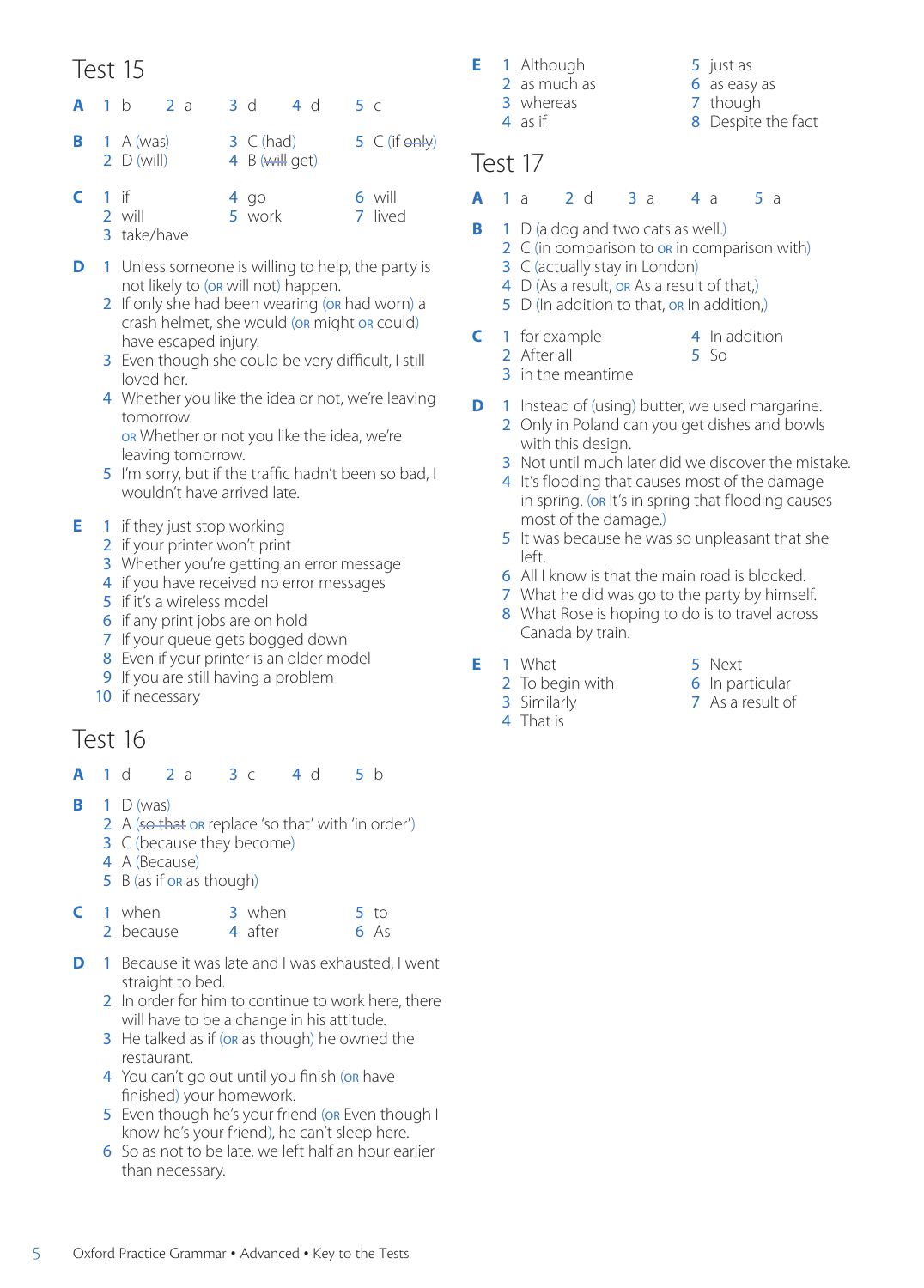# Test 15

**A** 1 b 2 a 3 d 4 d 5 c

**B**
1 A (was)
2 D (will)
3 C (had)
4 B (~~will~~ get)
5 C (if ~~only~~)

**C**
1 if
2 will
3 take/have
4 go
5 work
6 will
7 lived

**D**
1 Unless someone is willing to help, the party is not likely to (OR will not) happen.
2 If only she had been wearing (OR had worn) a crash helmet, she would (OR might OR could) have escaped injury.
3 Even though she could be very difficult, I still loved her.
4 Whether you like the idea or not, we're leaving tomorrow.
OR Whether or not you like the idea, we're leaving tomorrow.
5 I'm sorry, but if the traffic hadn't been so bad, I wouldn't have arrived late.

**E**
1 if they just stop working
2 if your printer won't print
3 Whether you're getting an error message
4 if you have received no error messages
5 if it's a wireless model
6 if any print jobs are on hold
7 If your queue gets bogged down
8 Even if your printer is an older model
9 If you are still having a problem
10 if necessary

# Test 16

**A** 1 d 2 a 3 c 4 d 5 b

**B**
1 D (was)
2 A (~~so that~~ OR replace 'so that' with 'in order')
3 C (because they become)
4 A (Because)
5 B (as if OR as though)

**C**
1 when
2 because
3 when
4 after
5 to
6 As

**D**
1 Because it was late and I was exhausted, I went straight to bed.
2 In order for him to continue to work here, there will have to be a change in his attitude.
3 He talked as if (OR as though) he owned the restaurant.
4 You can't go out until you finish (OR have finished) your homework.
5 Even though he's your friend (OR Even though I know he's your friend), he can't sleep here.
6 So as not to be late, we left half an hour earlier than necessary.

**E**
1 Although
2 as much as
3 whereas
4 as if
5 just as
6 as easy as
7 though
8 Despite the fact

# Test 17

**A** 1 a 2 d 3 a 4 a 5 a

**B**
1 D (a dog and two cats as well.)
2 C (in comparison to OR in comparison with)
3 C (actually stay in London)
4 D (As a result, OR As a result of that,)
5 D (In addition to that, OR In addition,)

**C**
1 for example
2 After all
3 in the meantime
4 In addition
5 So

**D**
1 Instead of (using) butter, we used margarine.
2 Only in Poland can you get dishes and bowls with this design.
3 Not until much later did we discover the mistake.
4 It's flooding that causes most of the damage in spring. (OR It's in spring that flooding causes most of the damage.)
5 It was because he was so unpleasant that she left.
6 All I know is that the main road is blocked.
7 What he did was go to the party by himself.
8 What Rose is hoping to do is to travel across Canada by train.

**E**
1 What
2 To begin with
3 Similarly
4 That is
5 Next
6 In particular
7 As a result of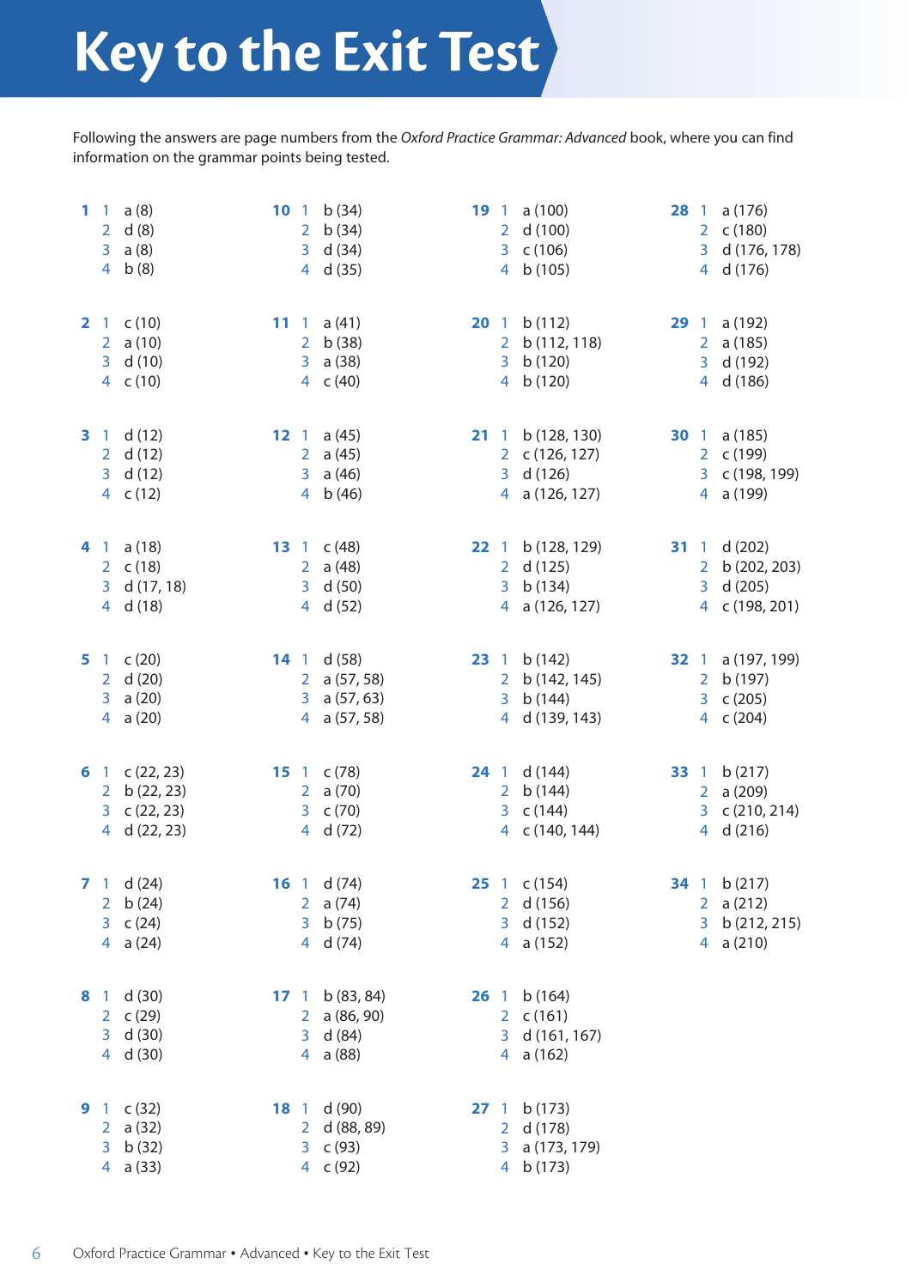# Key to the Exit Test

Following the answers are page numbers from the *Oxford Practice Grammar: Advanced* book, where you can find information on the grammar points being tested.

**1**
1 a (8)
2 d (8)
3 a (8)
4 b (8)

**2**
1 c (10)
2 a (10)
3 d (10)
4 c (10)

**3**
1 d (12)
2 d (12)
3 d (12)
4 c (12)

**4**
1 a (18)
2 c (18)
3 d (17, 18)
4 d (18)

**5**
1 c (20)
2 d (20)
3 a (20)
4 a (20)

**6**
1 c (22, 23)
2 b (22, 23)
3 c (22, 23)
4 d (22, 23)

**7**
1 d (24)
2 b (24)
3 c (24)
4 a (24)

**8**
1 d (30)
2 c (29)
3 d (30)
4 d (30)

**9**
1 c (32)
2 a (32)
3 b (32)
4 a (33)

**10**
1 b (34)
2 b (34)
3 d (34)
4 d (35)

**11**
1 a (41)
2 b (38)
3 a (38)
4 c (40)

**12**
1 a (45)
2 a (45)
3 a (46)
4 b (46)

**13**
1 c (48)
2 a (48)
3 d (50)
4 d (52)

**14**
1 d (58)
2 a (57, 58)
3 a (57, 63)
4 a (57, 58)

**15**
1 c (78)
2 a (70)
3 c (70)
4 d (72)

**16**
1 d (74)
2 a (74)
3 b (75)
4 d (74)

**17**
1 b (83, 84)
2 a (86, 90)
3 d (84)
4 a (88)

**18**
1 d (90)
2 d (88, 89)
3 c (93)
4 c (92)

**19**
1 a (100)
2 d (100)
3 c (106)
4 b (105)

**20**
1 b (112)
2 b (112, 118)
3 b (120)
4 b (120)

**21**
1 b (128, 130)
2 c (126, 127)
3 d (126)
4 a (126, 127)

**22**
1 b (128, 129)
2 d (125)
3 b (134)
4 a (126, 127)

**23**
1 b (142)
2 b (142, 145)
3 b (144)
4 d (139, 143)

**24**
1 d (144)
2 b (144)
3 c (144)
4 c (140, 144)

**25**
1 c (154)
2 d (156)
3 d (152)
4 a (152)

**26**
1 b (164)
2 c (161)
3 d (161, 167)
4 a (162)

**27**
1 b (173)
2 d (178)
3 a (173, 179)
4 b (173)

**28**
1 a (176)
2 c (180)
3 d (176, 178)
4 d (176)

**29**
1 a (192)
2 a (185)
3 d (192)
4 d (186)

**30**
1 a (185)
2 c (199)
3 c (198, 199)
4 a (199)

**31**
1 d (202)
2 b (202, 203)
3 d (205)
4 c (198, 201)

**32**
1 a (197, 199)
2 b (197)
3 c (205)
4 c (204)

**33**
1 b (217)
2 a (209)
3 c (210, 214)
4 d (216)

**34**
1 b (217)
2 a (212)
3 b (212, 215)
4 a (210)